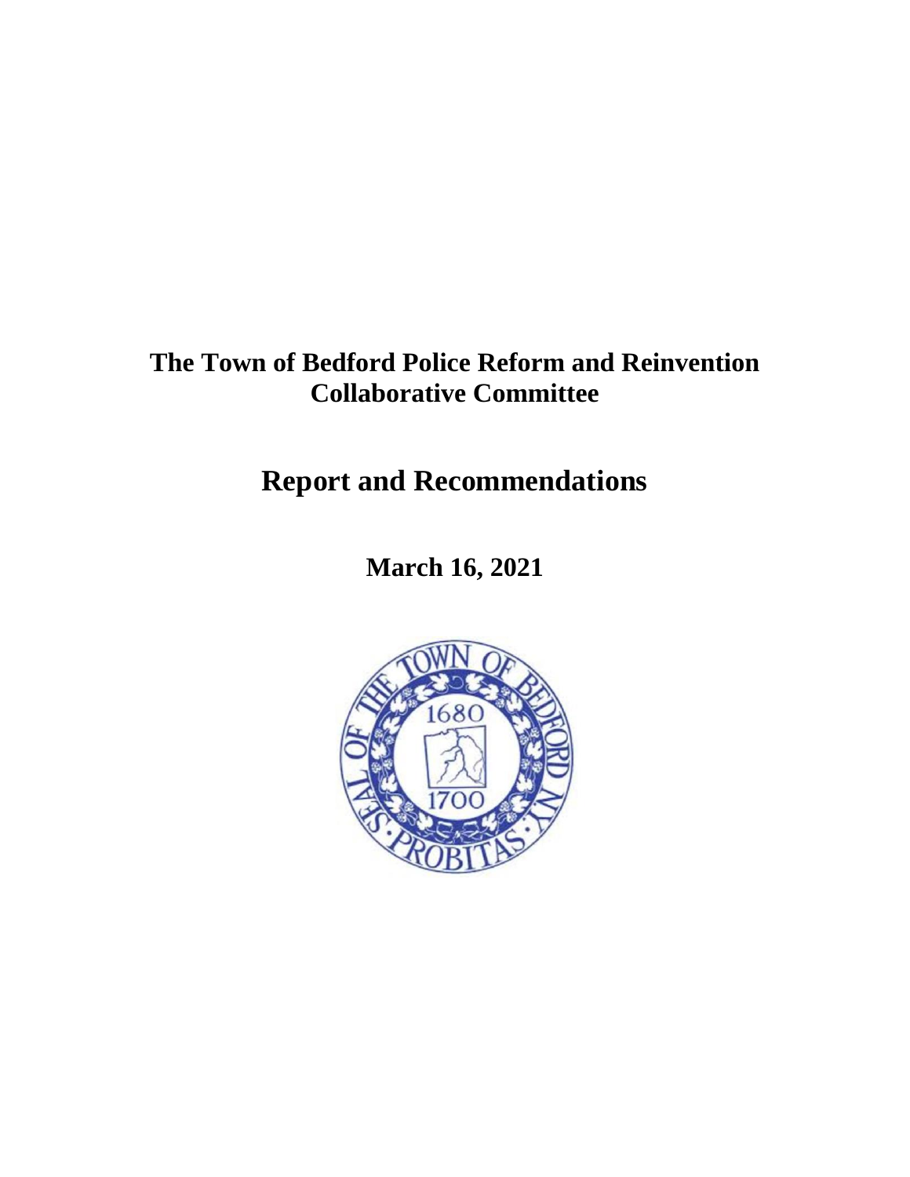# The Town of Bedford Police Reform and Reinvention Collaborative Committee

# Report and Recommendations

**March 16, 2021**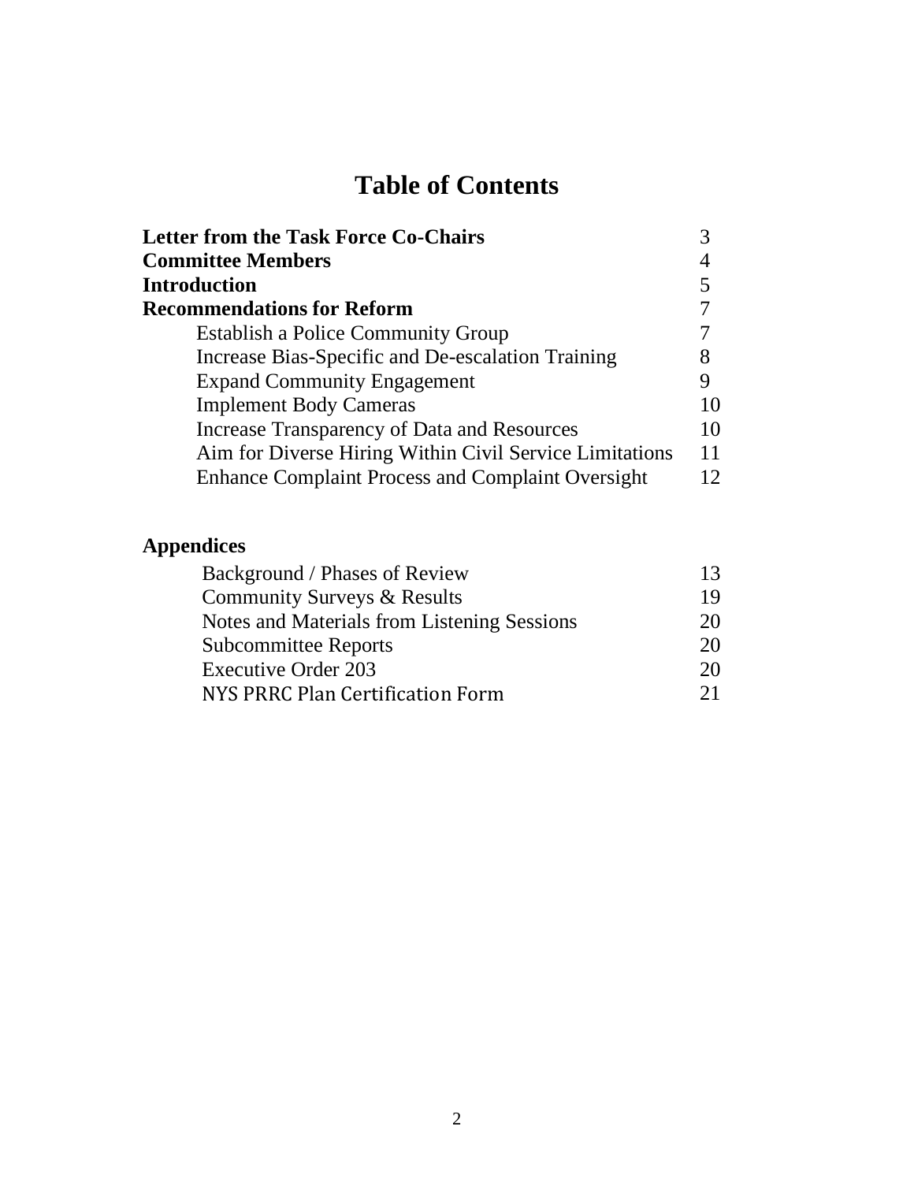# Table of Contents

| | |
|---|---|
| **Letter from the Task Force Co-Chairs** | 3 |
| **Committee Members** | 4 |
| **Introduction** | 5 |
| **Recommendations for Reform** | 7 |
| Establish a Police Community Group | 7 |
| Increase Bias-Specific and De-escalation Training | 8 |
| Expand Community Engagement | 9 |
| Implement Body Cameras | 10 |
| Increase Transparency of Data and Resources | 10 |
| Aim for Diverse Hiring Within Civil Service Limitations | 11 |
| Enhance Complaint Process and Complaint Oversight | 12 |

## Appendices

| | |
|---|---|
| Background / Phases of Review | 13 |
| Community Surveys & Results | 19 |
| Notes and Materials from Listening Sessions | 20 |
| Subcommittee Reports | 20 |
| Executive Order 203 | 20 |
| NYS PRRC Plan Certification Form | 21 |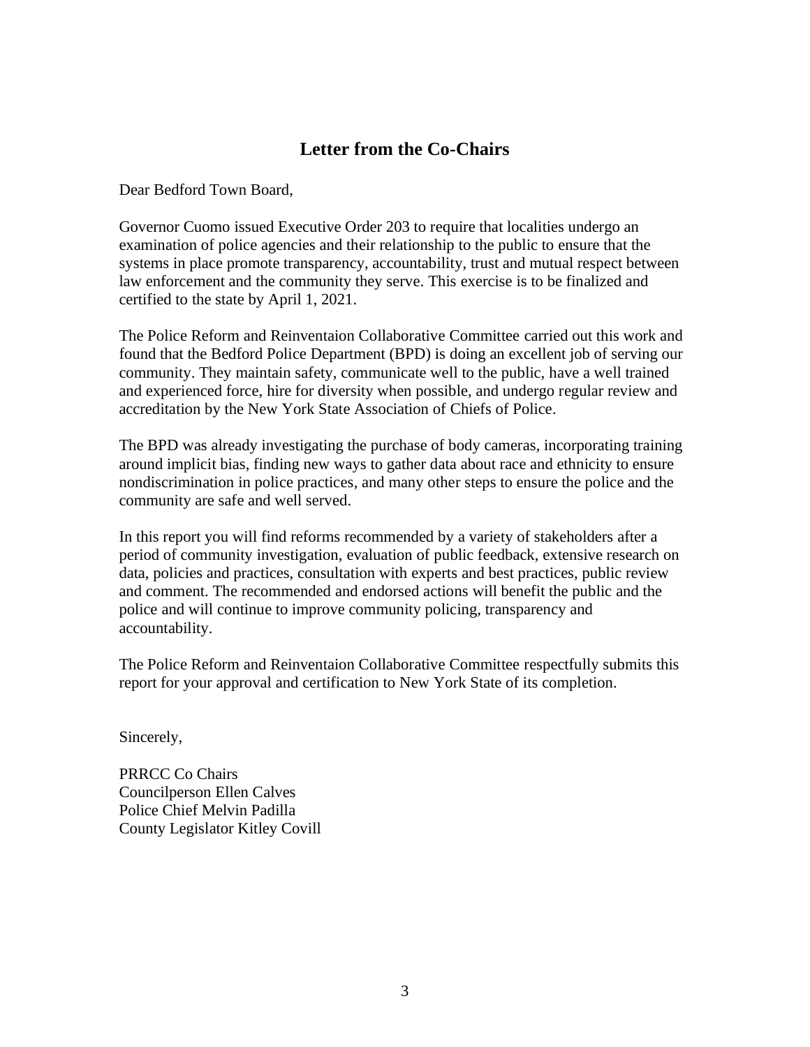## Letter from the Co-Chairs

Dear Bedford Town Board,

Governor Cuomo issued Executive Order 203 to require that localities undergo an examination of police agencies and their relationship to the public to ensure that the systems in place promote transparency, accountability, trust and mutual respect between law enforcement and the community they serve. This exercise is to be finalized and certified to the state by April 1, 2021.

The Police Reform and Reinventaion Collaborative Committee carried out this work and found that the Bedford Police Department (BPD) is doing an excellent job of serving our community. They maintain safety, communicate well to the public, have a well trained and experienced force, hire for diversity when possible, and undergo regular review and accreditation by the New York State Association of Chiefs of Police.

The BPD was already investigating the purchase of body cameras, incorporating training around implicit bias, finding new ways to gather data about race and ethnicity to ensure nondiscrimination in police practices, and many other steps to ensure the police and the community are safe and well served.

In this report you will find reforms recommended by a variety of stakeholders after a period of community investigation, evaluation of public feedback, extensive research on data, policies and practices, consultation with experts and best practices, public review and comment. The recommended and endorsed actions will benefit the public and the police and will continue to improve community policing, transparency and accountability.

The Police Reform and Reinventaion Collaborative Committee respectfully submits this report for your approval and certification to New York State of its completion.

Sincerely,

PRRCC Co Chairs
Councilperson Ellen Calves
Police Chief Melvin Padilla
County Legislator Kitley Covill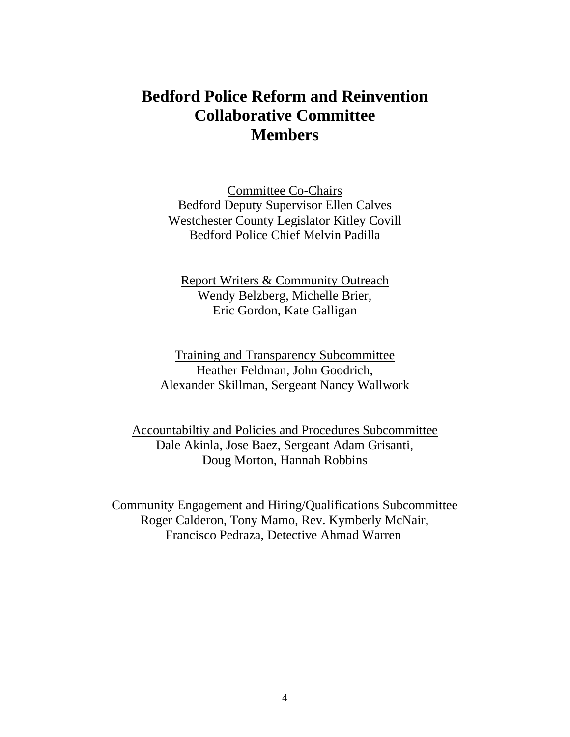# Bedford Police Reform and Reinvention Collaborative Committee Members

Committee Co-Chairs

Bedford Deputy Supervisor Ellen Calves
Westchester County Legislator Kitley Covill
Bedford Police Chief Melvin Padilla

Report Writers & Community Outreach

Wendy Belzberg, Michelle Brier,
Eric Gordon, Kate Galligan

Training and Transparency Subcommittee

Heather Feldman, John Goodrich,
Alexander Skillman, Sergeant Nancy Wallwork

Accountabiltiy and Policies and Procedures Subcommittee

Dale Akinla, Jose Baez, Sergeant Adam Grisanti,
Doug Morton, Hannah Robbins

Community Engagement and Hiring/Qualifications Subcommittee

Roger Calderon, Tony Mamo, Rev. Kymberly McNair,
Francisco Pedraza, Detective Ahmad Warren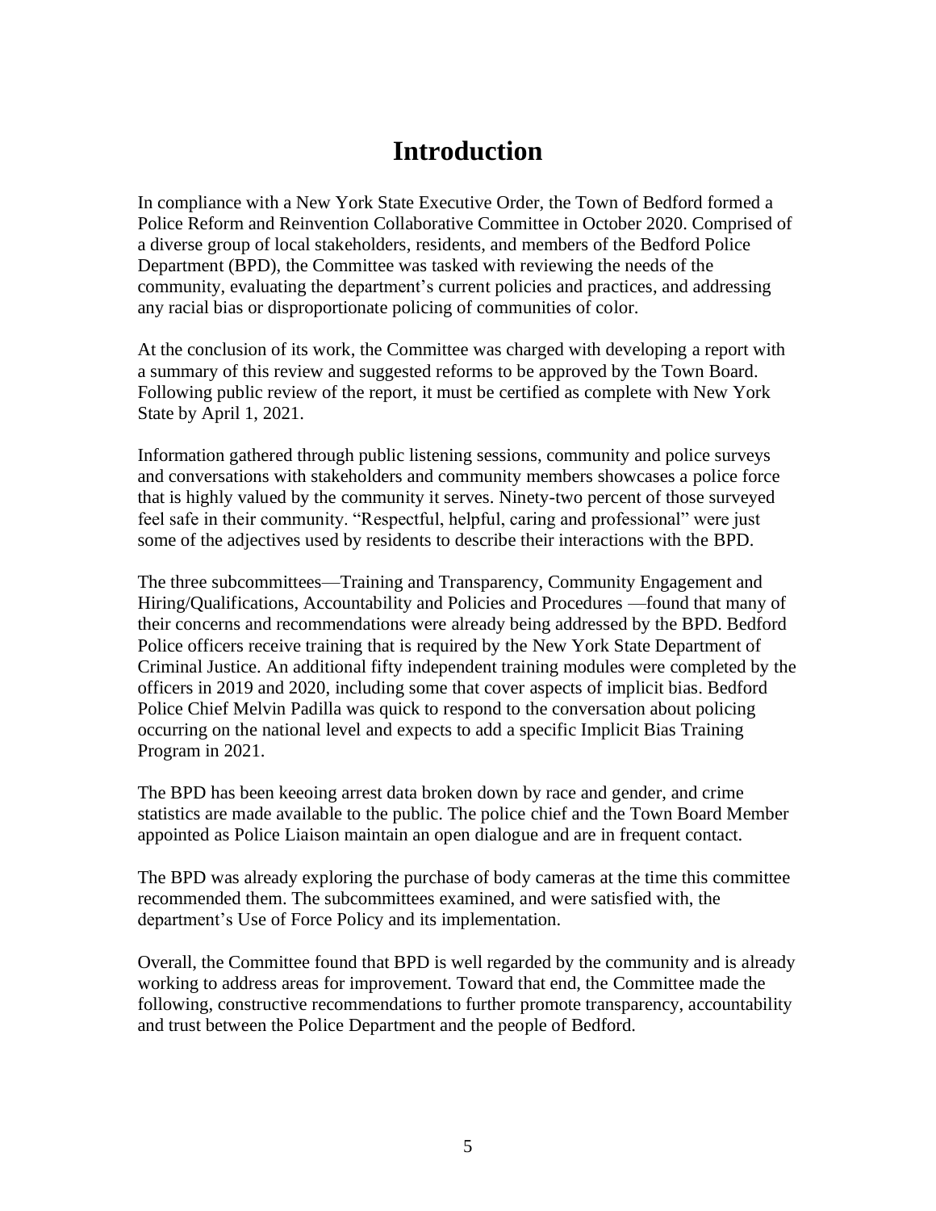# Introduction

In compliance with a New York State Executive Order, the Town of Bedford formed a Police Reform and Reinvention Collaborative Committee in October 2020. Comprised of a diverse group of local stakeholders, residents, and members of the Bedford Police Department (BPD), the Committee was tasked with reviewing the needs of the community, evaluating the department's current policies and practices, and addressing any racial bias or disproportionate policing of communities of color.

At the conclusion of its work, the Committee was charged with developing a report with a summary of this review and suggested reforms to be approved by the Town Board. Following public review of the report, it must be certified as complete with New York State by April 1, 2021.

Information gathered through public listening sessions, community and police surveys and conversations with stakeholders and community members showcases a police force that is highly valued by the community it serves. Ninety-two percent of those surveyed feel safe in their community. "Respectful, helpful, caring and professional" were just some of the adjectives used by residents to describe their interactions with the BPD.

The three subcommittees—Training and Transparency, Community Engagement and Hiring/Qualifications, Accountability and Policies and Procedures —found that many of their concerns and recommendations were already being addressed by the BPD. Bedford Police officers receive training that is required by the New York State Department of Criminal Justice. An additional fifty independent training modules were completed by the officers in 2019 and 2020, including some that cover aspects of implicit bias. Bedford Police Chief Melvin Padilla was quick to respond to the conversation about policing occurring on the national level and expects to add a specific Implicit Bias Training Program in 2021.

The BPD has been keeoing arrest data broken down by race and gender, and crime statistics are made available to the public. The police chief and the Town Board Member appointed as Police Liaison maintain an open dialogue and are in frequent contact.

The BPD was already exploring the purchase of body cameras at the time this committee recommended them. The subcommittees examined, and were satisfied with, the department's Use of Force Policy and its implementation.

Overall, the Committee found that BPD is well regarded by the community and is already working to address areas for improvement. Toward that end, the Committee made the following, constructive recommendations to further promote transparency, accountability and trust between the Police Department and the people of Bedford.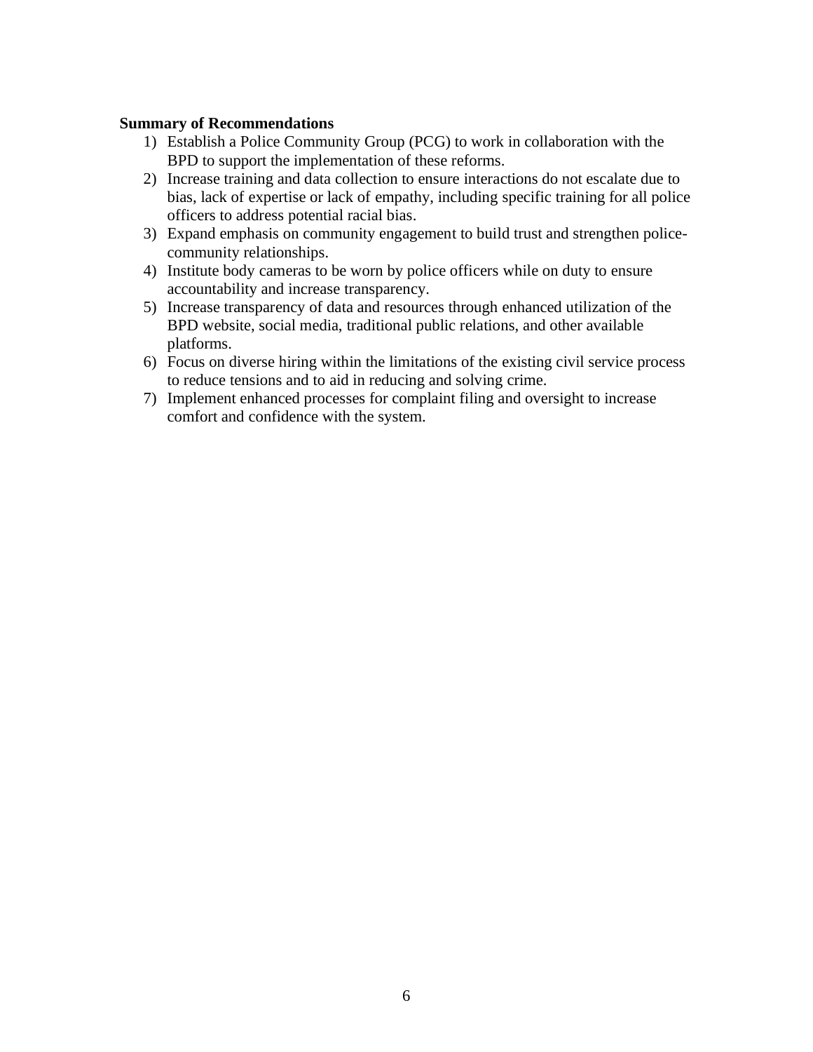**Summary of Recommendations**

1) Establish a Police Community Group (PCG) to work in collaboration with the BPD to support the implementation of these reforms.
2) Increase training and data collection to ensure interactions do not escalate due to bias, lack of expertise or lack of empathy, including specific training for all police officers to address potential racial bias.
3) Expand emphasis on community engagement to build trust and strengthen police-community relationships.
4) Institute body cameras to be worn by police officers while on duty to ensure accountability and increase transparency.
5) Increase transparency of data and resources through enhanced utilization of the BPD website, social media, traditional public relations, and other available platforms.
6) Focus on diverse hiring within the limitations of the existing civil service process to reduce tensions and to aid in reducing and solving crime.
7) Implement enhanced processes for complaint filing and oversight to increase comfort and confidence with the system.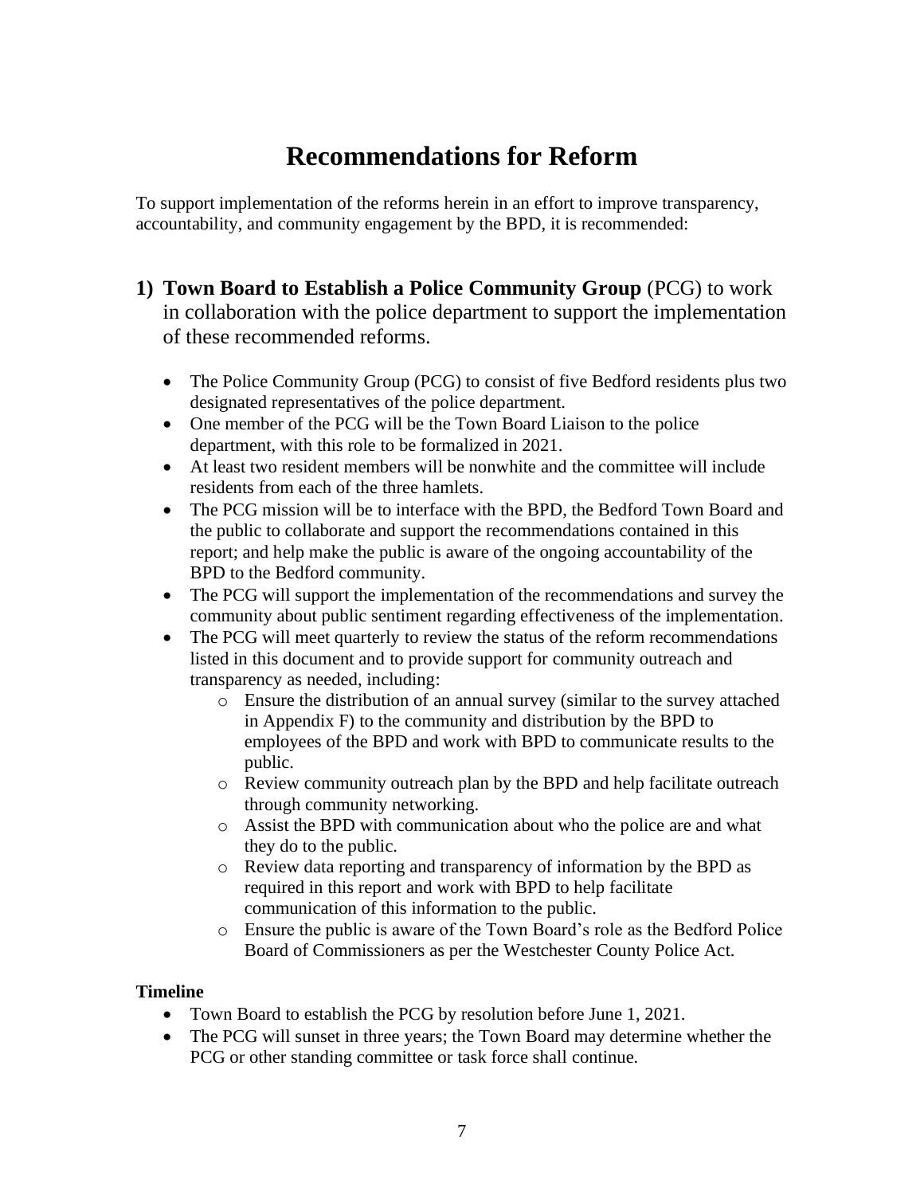# Recommendations for Reform

To support implementation of the reforms herein in an effort to improve transparency, accountability, and community engagement by the BPD, it is recommended:

## 1) **Town Board to Establish a Police Community Group** (PCG) to work in collaboration with the police department to support the implementation of these recommended reforms.

- The Police Community Group (PCG) to consist of five Bedford residents plus two designated representatives of the police department.
- One member of the PCG will be the Town Board Liaison to the police department, with this role to be formalized in 2021.
- At least two resident members will be nonwhite and the committee will include residents from each of the three hamlets.
- The PCG mission will be to interface with the BPD, the Bedford Town Board and the public to collaborate and support the recommendations contained in this report; and help make the public is aware of the ongoing accountability of the BPD to the Bedford community.
- The PCG will support the implementation of the recommendations and survey the community about public sentiment regarding effectiveness of the implementation.
- The PCG will meet quarterly to review the status of the reform recommendations listed in this document and to provide support for community outreach and transparency as needed, including:
  - Ensure the distribution of an annual survey (similar to the survey attached in Appendix F) to the community and distribution by the BPD to employees of the BPD and work with BPD to communicate results to the public.
  - Review community outreach plan by the BPD and help facilitate outreach through community networking.
  - Assist the BPD with communication about who the police are and what they do to the public.
  - Review data reporting and transparency of information by the BPD as required in this report and work with BPD to help facilitate communication of this information to the public.
  - Ensure the public is aware of the Town Board's role as the Bedford Police Board of Commissioners as per the Westchester County Police Act.

**Timeline**

- Town Board to establish the PCG by resolution before June 1, 2021.
- The PCG will sunset in three years; the Town Board may determine whether the PCG or other standing committee or task force shall continue.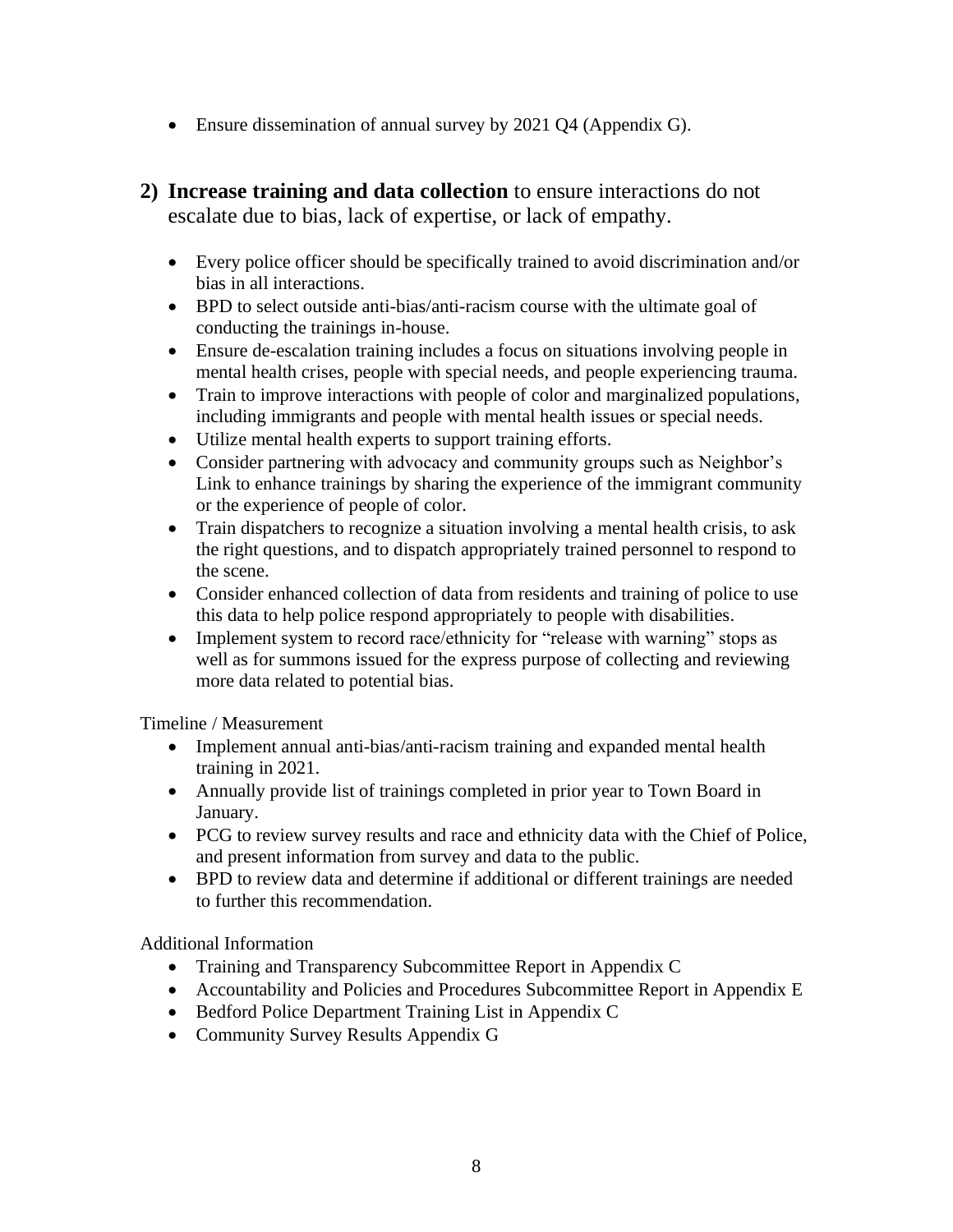- Ensure dissemination of annual survey by 2021 Q4 (Appendix G).

## 2) **Increase training and data collection** to ensure interactions do not escalate due to bias, lack of expertise, or lack of empathy.

- Every police officer should be specifically trained to avoid discrimination and/or bias in all interactions.
- BPD to select outside anti-bias/anti-racism course with the ultimate goal of conducting the trainings in-house.
- Ensure de-escalation training includes a focus on situations involving people in mental health crises, people with special needs, and people experiencing trauma.
- Train to improve interactions with people of color and marginalized populations, including immigrants and people with mental health issues or special needs.
- Utilize mental health experts to support training efforts.
- Consider partnering with advocacy and community groups such as Neighbor's Link to enhance trainings by sharing the experience of the immigrant community or the experience of people of color.
- Train dispatchers to recognize a situation involving a mental health crisis, to ask the right questions, and to dispatch appropriately trained personnel to respond to the scene.
- Consider enhanced collection of data from residents and training of police to use this data to help police respond appropriately to people with disabilities.
- Implement system to record race/ethnicity for "release with warning" stops as well as for summons issued for the express purpose of collecting and reviewing more data related to potential bias.

Timeline / Measurement

- Implement annual anti-bias/anti-racism training and expanded mental health training in 2021.
- Annually provide list of trainings completed in prior year to Town Board in January.
- PCG to review survey results and race and ethnicity data with the Chief of Police, and present information from survey and data to the public.
- BPD to review data and determine if additional or different trainings are needed to further this recommendation.

Additional Information

- Training and Transparency Subcommittee Report in Appendix C
- Accountability and Policies and Procedures Subcommittee Report in Appendix E
- Bedford Police Department Training List in Appendix C
- Community Survey Results Appendix G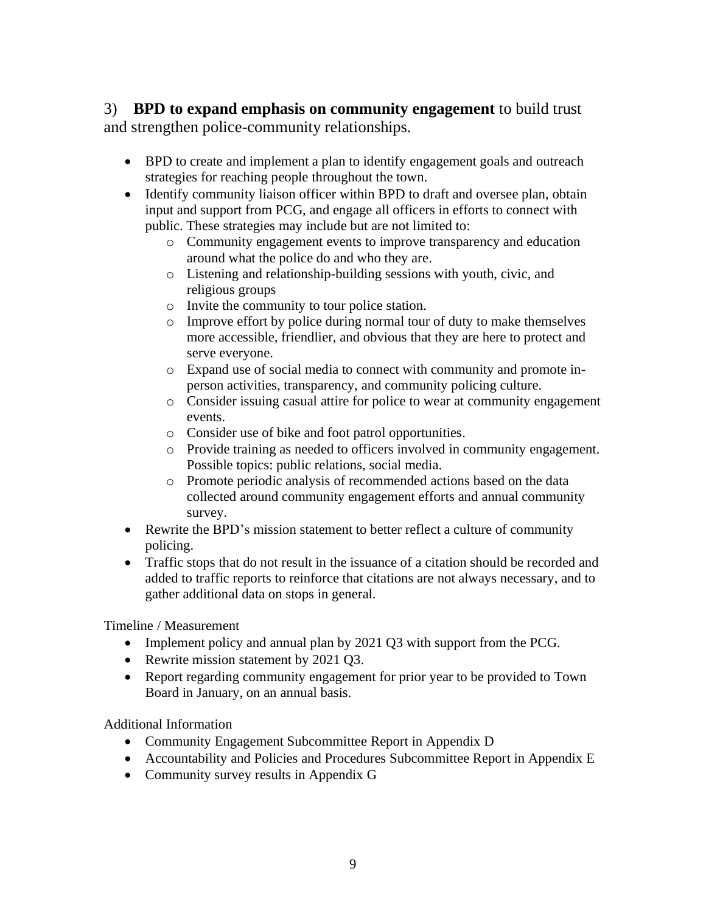3) **BPD to expand emphasis on community engagement** to build trust and strengthen police-community relationships.

- BPD to create and implement a plan to identify engagement goals and outreach strategies for reaching people throughout the town.
- Identify community liaison officer within BPD to draft and oversee plan, obtain input and support from PCG, and engage all officers in efforts to connect with public. These strategies may include but are not limited to:
  - Community engagement events to improve transparency and education around what the police do and who they are.
  - Listening and relationship-building sessions with youth, civic, and religious groups
  - Invite the community to tour police station.
  - Improve effort by police during normal tour of duty to make themselves more accessible, friendlier, and obvious that they are here to protect and serve everyone.
  - Expand use of social media to connect with community and promote in-person activities, transparency, and community policing culture.
  - Consider issuing casual attire for police to wear at community engagement events.
  - Consider use of bike and foot patrol opportunities.
  - Provide training as needed to officers involved in community engagement. Possible topics: public relations, social media.
  - Promote periodic analysis of recommended actions based on the data collected around community engagement efforts and annual community survey.
- Rewrite the BPD's mission statement to better reflect a culture of community policing.
- Traffic stops that do not result in the issuance of a citation should be recorded and added to traffic reports to reinforce that citations are not always necessary, and to gather additional data on stops in general.

Timeline / Measurement

- Implement policy and annual plan by 2021 Q3 with support from the PCG.
- Rewrite mission statement by 2021 Q3.
- Report regarding community engagement for prior year to be provided to Town Board in January, on an annual basis.

Additional Information

- Community Engagement Subcommittee Report in Appendix D
- Accountability and Policies and Procedures Subcommittee Report in Appendix E
- Community survey results in Appendix G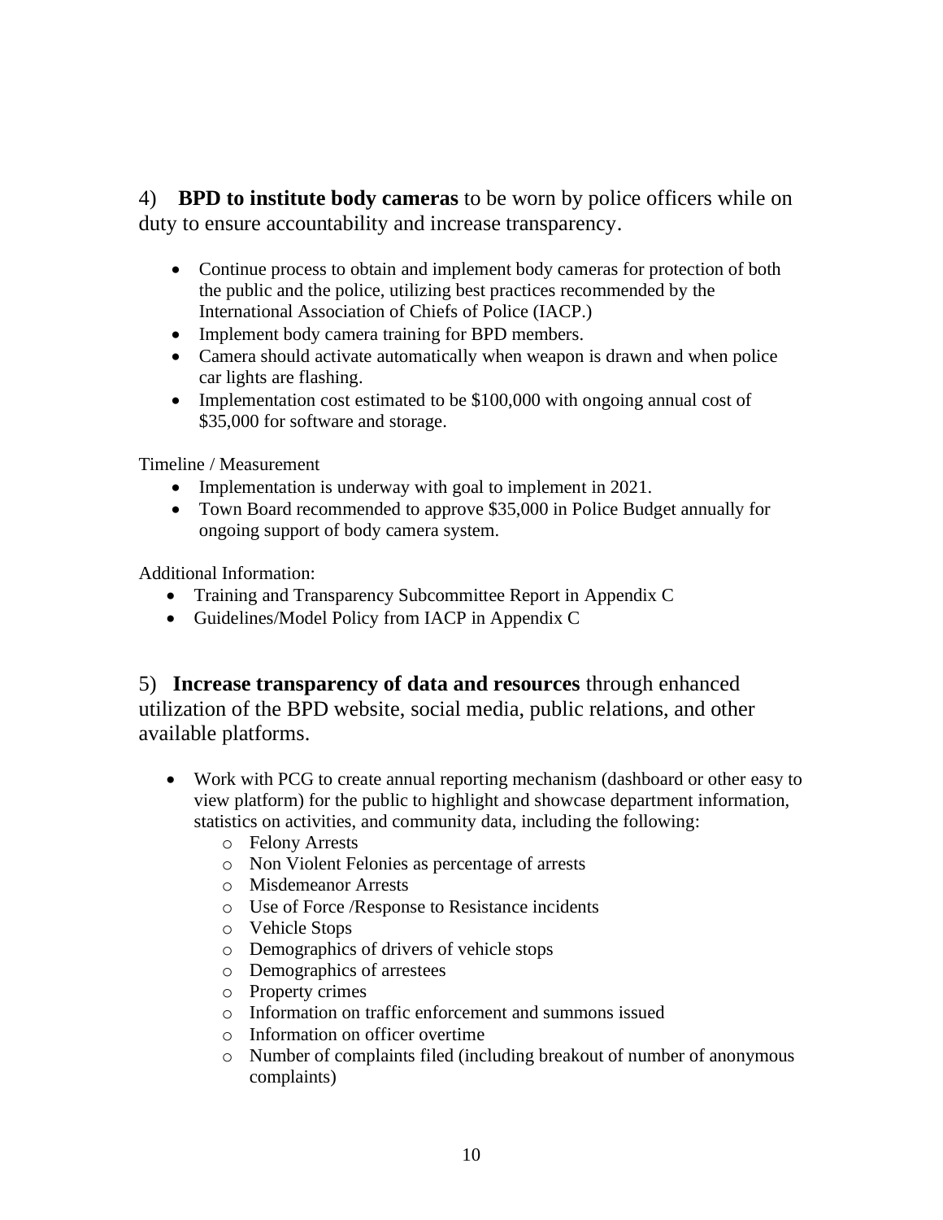4) **BPD to institute body cameras** to be worn by police officers while on duty to ensure accountability and increase transparency.

- Continue process to obtain and implement body cameras for protection of both the public and the police, utilizing best practices recommended by the International Association of Chiefs of Police (IACP.)
- Implement body camera training for BPD members.
- Camera should activate automatically when weapon is drawn and when police car lights are flashing.
- Implementation cost estimated to be $100,000 with ongoing annual cost of $35,000 for software and storage.

Timeline / Measurement

- Implementation is underway with goal to implement in 2021.
- Town Board recommended to approve $35,000 in Police Budget annually for ongoing support of body camera system.

Additional Information:

- Training and Transparency Subcommittee Report in Appendix C
- Guidelines/Model Policy from IACP in Appendix C

5) **Increase transparency of data and resources** through enhanced utilization of the BPD website, social media, public relations, and other available platforms.

- Work with PCG to create annual reporting mechanism (dashboard or other easy to view platform) for the public to highlight and showcase department information, statistics on activities, and community data, including the following:
  - Felony Arrests
  - Non Violent Felonies as percentage of arrests
  - Misdemeanor Arrests
  - Use of Force /Response to Resistance incidents
  - Vehicle Stops
  - Demographics of drivers of vehicle stops
  - Demographics of arrestees
  - Property crimes
  - Information on traffic enforcement and summons issued
  - Information on officer overtime
  - Number of complaints filed (including breakout of number of anonymous complaints)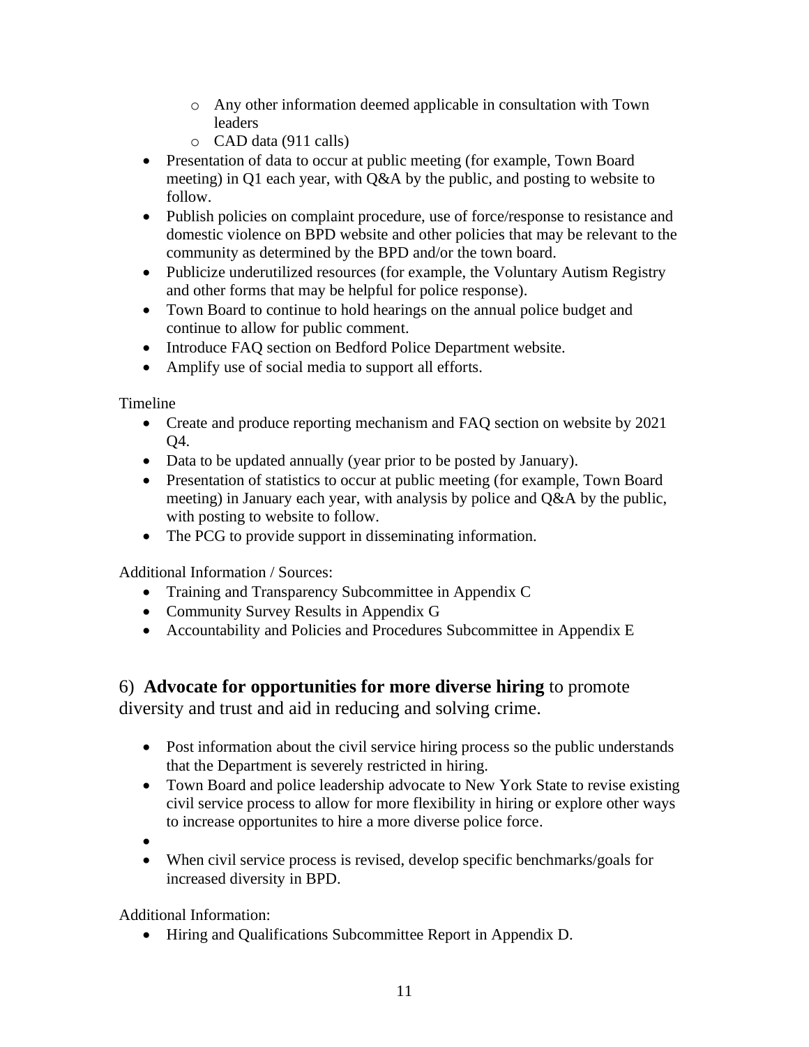- Any other information deemed applicable in consultation with Town leaders
    - CAD data (911 calls)
- Presentation of data to occur at public meeting (for example, Town Board meeting) in Q1 each year, with Q&A by the public, and posting to website to follow.
- Publish policies on complaint procedure, use of force/response to resistance and domestic violence on BPD website and other policies that may be relevant to the community as determined by the BPD and/or the town board.
- Publicize underutilized resources (for example, the Voluntary Autism Registry and other forms that may be helpful for police response).
- Town Board to continue to hold hearings on the annual police budget and continue to allow for public comment.
- Introduce FAQ section on Bedford Police Department website.
- Amplify use of social media to support all efforts.

Timeline

- Create and produce reporting mechanism and FAQ section on website by 2021 Q4.
- Data to be updated annually (year prior to be posted by January).
- Presentation of statistics to occur at public meeting (for example, Town Board meeting) in January each year, with analysis by police and Q&A by the public, with posting to website to follow.
- The PCG to provide support in disseminating information.

Additional Information / Sources:

- Training and Transparency Subcommittee in Appendix C
- Community Survey Results in Appendix G
- Accountability and Policies and Procedures Subcommittee in Appendix E

## 6) **Advocate for opportunities for more diverse hiring** to promote diversity and trust and aid in reducing and solving crime.

- Post information about the civil service hiring process so the public understands that the Department is severely restricted in hiring.
- Town Board and police leadership advocate to New York State to revise existing civil service process to allow for more flexibility in hiring or explore other ways to increase opportunites to hire a more diverse police force.
- 
- When civil service process is revised, develop specific benchmarks/goals for increased diversity in BPD.

Additional Information:

- Hiring and Qualifications Subcommittee Report in Appendix D.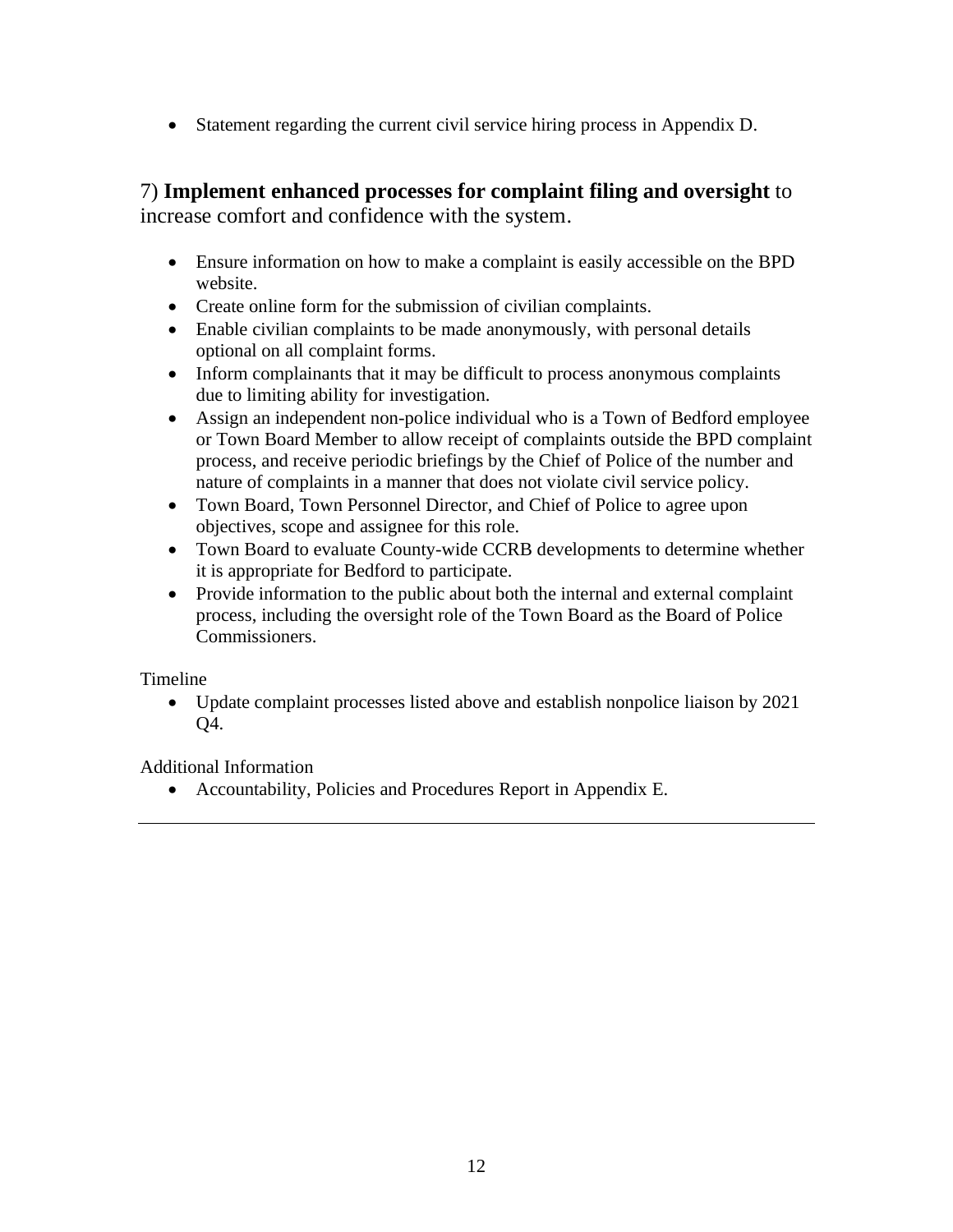- Statement regarding the current civil service hiring process in Appendix D.

## 7) **Implement enhanced processes for complaint filing and oversight** to increase comfort and confidence with the system.

- Ensure information on how to make a complaint is easily accessible on the BPD website.
- Create online form for the submission of civilian complaints.
- Enable civilian complaints to be made anonymously, with personal details optional on all complaint forms.
- Inform complainants that it may be difficult to process anonymous complaints due to limiting ability for investigation.
- Assign an independent non-police individual who is a Town of Bedford employee or Town Board Member to allow receipt of complaints outside the BPD complaint process, and receive periodic briefings by the Chief of Police of the number and nature of complaints in a manner that does not violate civil service policy.
- Town Board, Town Personnel Director, and Chief of Police to agree upon objectives, scope and assignee for this role.
- Town Board to evaluate County-wide CCRB developments to determine whether it is appropriate for Bedford to participate.
- Provide information to the public about both the internal and external complaint process, including the oversight role of the Town Board as the Board of Police Commissioners.

Timeline

- Update complaint processes listed above and establish nonpolice liaison by 2021 Q4.

Additional Information

- Accountability, Policies and Procedures Report in Appendix E.

---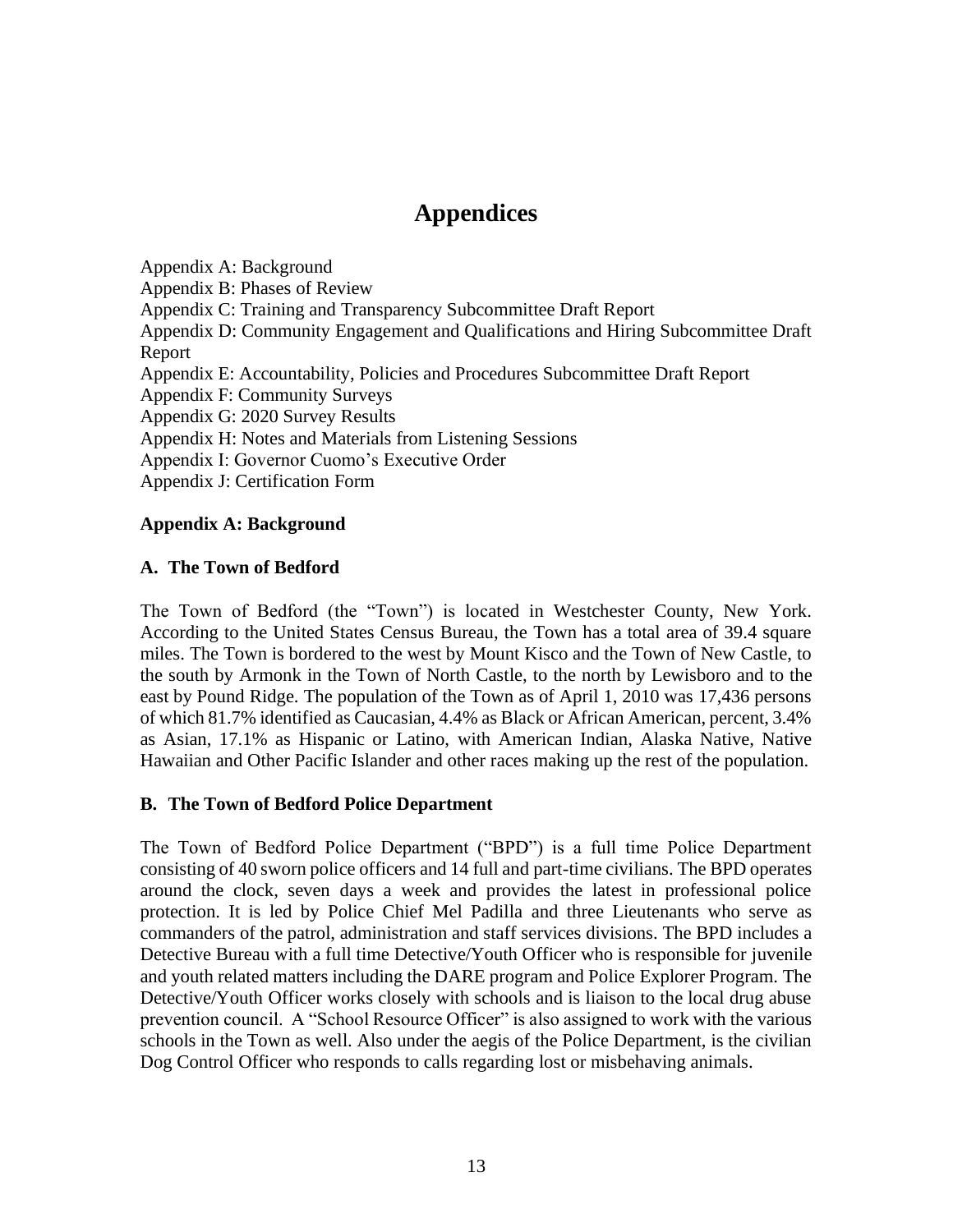# Appendices

Appendix A: Background
Appendix B: Phases of Review
Appendix C: Training and Transparency Subcommittee Draft Report
Appendix D: Community Engagement and Qualifications and Hiring Subcommittee Draft Report
Appendix E: Accountability, Policies and Procedures Subcommittee Draft Report
Appendix F: Community Surveys
Appendix G: 2020 Survey Results
Appendix H: Notes and Materials from Listening Sessions
Appendix I: Governor Cuomo's Executive Order
Appendix J: Certification Form

### Appendix A: Background

#### A. The Town of Bedford

The Town of Bedford (the "Town") is located in Westchester County, New York. According to the United States Census Bureau, the Town has a total area of 39.4 square miles. The Town is bordered to the west by Mount Kisco and the Town of New Castle, to the south by Armonk in the Town of North Castle, to the north by Lewisboro and to the east by Pound Ridge. The population of the Town as of April 1, 2010 was 17,436 persons of which 81.7% identified as Caucasian, 4.4% as Black or African American, percent, 3.4% as Asian, 17.1% as Hispanic or Latino, with American Indian, Alaska Native, Native Hawaiian and Other Pacific Islander and other races making up the rest of the population.

#### B. The Town of Bedford Police Department

The Town of Bedford Police Department ("BPD") is a full time Police Department consisting of 40 sworn police officers and 14 full and part-time civilians. The BPD operates around the clock, seven days a week and provides the latest in professional police protection. It is led by Police Chief Mel Padilla and three Lieutenants who serve as commanders of the patrol, administration and staff services divisions. The BPD includes a Detective Bureau with a full time Detective/Youth Officer who is responsible for juvenile and youth related matters including the DARE program and Police Explorer Program. The Detective/Youth Officer works closely with schools and is liaison to the local drug abuse prevention council. A "School Resource Officer" is also assigned to work with the various schools in the Town as well. Also under the aegis of the Police Department, is the civilian Dog Control Officer who responds to calls regarding lost or misbehaving animals.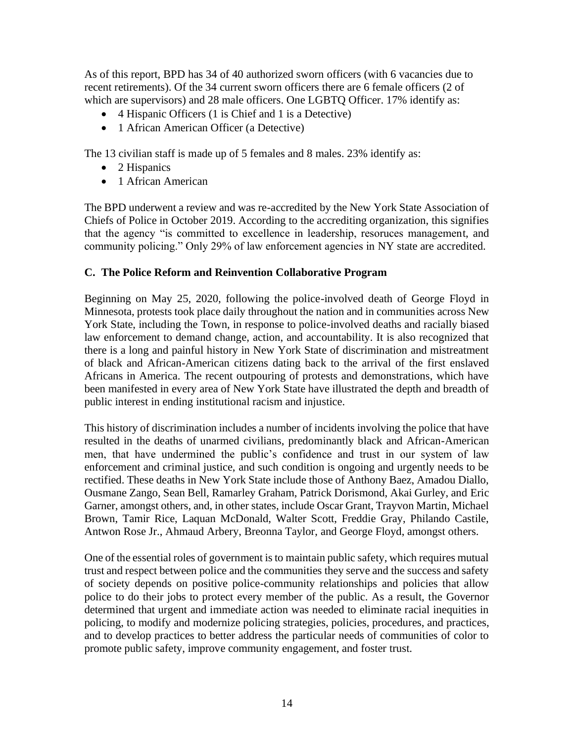As of this report, BPD has 34 of 40 authorized sworn officers (with 6 vacancies due to recent retirements). Of the 34 current sworn officers there are 6 female officers (2 of which are supervisors) and 28 male officers. One LGBTQ Officer. 17% identify as:

- 4 Hispanic Officers (1 is Chief and 1 is a Detective)
- 1 African American Officer (a Detective)

The 13 civilian staff is made up of 5 females and 8 males. 23% identify as:

- 2 Hispanics
- 1 African American

The BPD underwent a review and was re-accredited by the New York State Association of Chiefs of Police in October 2019. According to the accrediting organization, this signifies that the agency "is committed to excellence in leadership, resoruces management, and community policing." Only 29% of law enforcement agencies in NY state are accredited.

### C. The Police Reform and Reinvention Collaborative Program

Beginning on May 25, 2020, following the police-involved death of George Floyd in Minnesota, protests took place daily throughout the nation and in communities across New York State, including the Town, in response to police-involved deaths and racially biased law enforcement to demand change, action, and accountability. It is also recognized that there is a long and painful history in New York State of discrimination and mistreatment of black and African-American citizens dating back to the arrival of the first enslaved Africans in America. The recent outpouring of protests and demonstrations, which have been manifested in every area of New York State have illustrated the depth and breadth of public interest in ending institutional racism and injustice.

This history of discrimination includes a number of incidents involving the police that have resulted in the deaths of unarmed civilians, predominantly black and African-American men, that have undermined the public's confidence and trust in our system of law enforcement and criminal justice, and such condition is ongoing and urgently needs to be rectified. These deaths in New York State include those of Anthony Baez, Amadou Diallo, Ousmane Zango, Sean Bell, Ramarley Graham, Patrick Dorismond, Akai Gurley, and Eric Garner, amongst others, and, in other states, include Oscar Grant, Trayvon Martin, Michael Brown, Tamir Rice, Laquan McDonald, Walter Scott, Freddie Gray, Philando Castile, Antwon Rose Jr., Ahmaud Arbery, Breonna Taylor, and George Floyd, amongst others.

One of the essential roles of government is to maintain public safety, which requires mutual trust and respect between police and the communities they serve and the success and safety of society depends on positive police-community relationships and policies that allow police to do their jobs to protect every member of the public. As a result, the Governor determined that urgent and immediate action was needed to eliminate racial inequities in policing, to modify and modernize policing strategies, policies, procedures, and practices, and to develop practices to better address the particular needs of communities of color to promote public safety, improve community engagement, and foster trust.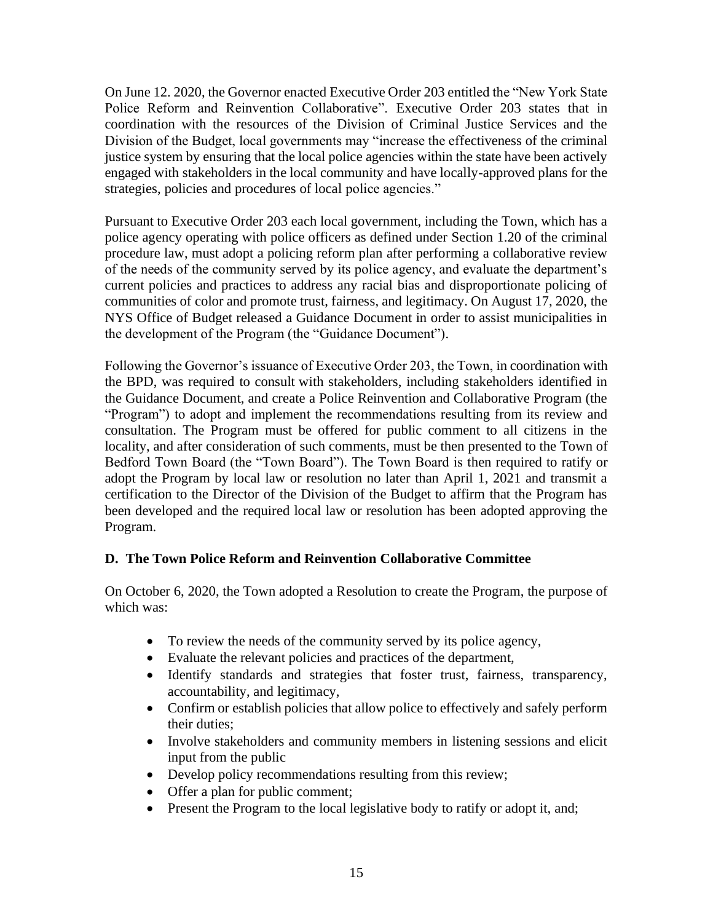On June 12. 2020, the Governor enacted Executive Order 203 entitled the "New York State Police Reform and Reinvention Collaborative". Executive Order 203 states that in coordination with the resources of the Division of Criminal Justice Services and the Division of the Budget, local governments may "increase the effectiveness of the criminal justice system by ensuring that the local police agencies within the state have been actively engaged with stakeholders in the local community and have locally-approved plans for the strategies, policies and procedures of local police agencies."

Pursuant to Executive Order 203 each local government, including the Town, which has a police agency operating with police officers as defined under Section 1.20 of the criminal procedure law, must adopt a policing reform plan after performing a collaborative review of the needs of the community served by its police agency, and evaluate the department's current policies and practices to address any racial bias and disproportionate policing of communities of color and promote trust, fairness, and legitimacy. On August 17, 2020, the NYS Office of Budget released a Guidance Document in order to assist municipalities in the development of the Program (the "Guidance Document").

Following the Governor's issuance of Executive Order 203, the Town, in coordination with the BPD, was required to consult with stakeholders, including stakeholders identified in the Guidance Document, and create a Police Reinvention and Collaborative Program (the "Program") to adopt and implement the recommendations resulting from its review and consultation. The Program must be offered for public comment to all citizens in the locality, and after consideration of such comments, must be then presented to the Town of Bedford Town Board (the "Town Board"). The Town Board is then required to ratify or adopt the Program by local law or resolution no later than April 1, 2021 and transmit a certification to the Director of the Division of the Budget to affirm that the Program has been developed and the required local law or resolution has been adopted approving the Program.

### D. The Town Police Reform and Reinvention Collaborative Committee

On October 6, 2020, the Town adopted a Resolution to create the Program, the purpose of which was:

- To review the needs of the community served by its police agency,
- Evaluate the relevant policies and practices of the department,
- Identify standards and strategies that foster trust, fairness, transparency, accountability, and legitimacy,
- Confirm or establish policies that allow police to effectively and safely perform their duties;
- Involve stakeholders and community members in listening sessions and elicit input from the public
- Develop policy recommendations resulting from this review;
- Offer a plan for public comment;
- Present the Program to the local legislative body to ratify or adopt it, and;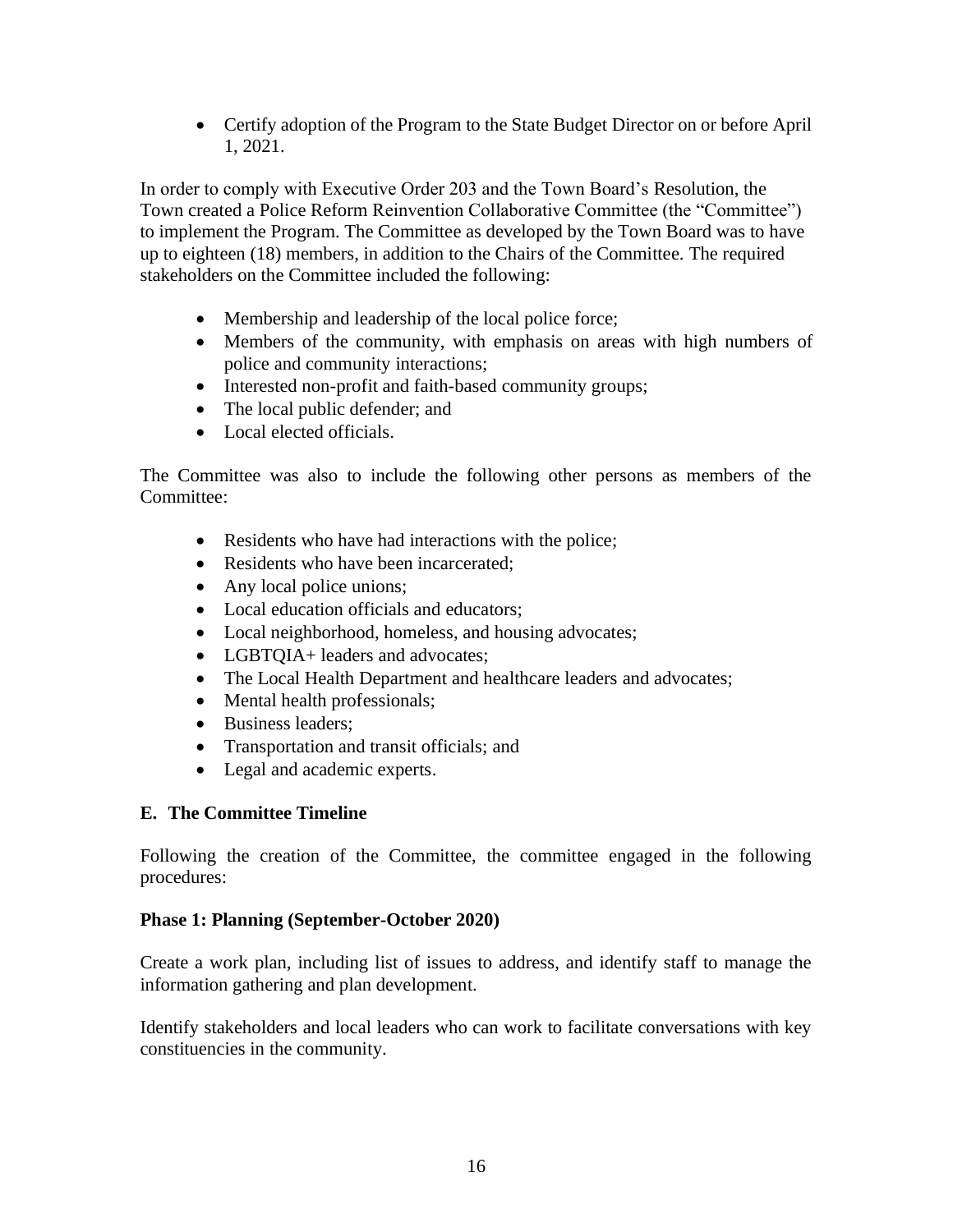- Certify adoption of the Program to the State Budget Director on or before April 1, 2021.

In order to comply with Executive Order 203 and the Town Board's Resolution, the Town created a Police Reform Reinvention Collaborative Committee (the "Committee") to implement the Program. The Committee as developed by the Town Board was to have up to eighteen (18) members, in addition to the Chairs of the Committee. The required stakeholders on the Committee included the following:

- Membership and leadership of the local police force;
- Members of the community, with emphasis on areas with high numbers of police and community interactions;
- Interested non-profit and faith-based community groups;
- The local public defender; and
- Local elected officials.

The Committee was also to include the following other persons as members of the Committee:

- Residents who have had interactions with the police;
- Residents who have been incarcerated;
- Any local police unions;
- Local education officials and educators;
- Local neighborhood, homeless, and housing advocates;
- LGBTQIA+ leaders and advocates;
- The Local Health Department and healthcare leaders and advocates;
- Mental health professionals;
- Business leaders;
- Transportation and transit officials; and
- Legal and academic experts.

### E. The Committee Timeline

Following the creation of the Committee, the committee engaged in the following procedures:

**Phase 1: Planning (September-October 2020)**

Create a work plan, including list of issues to address, and identify staff to manage the information gathering and plan development.

Identify stakeholders and local leaders who can work to facilitate conversations with key constituencies in the community.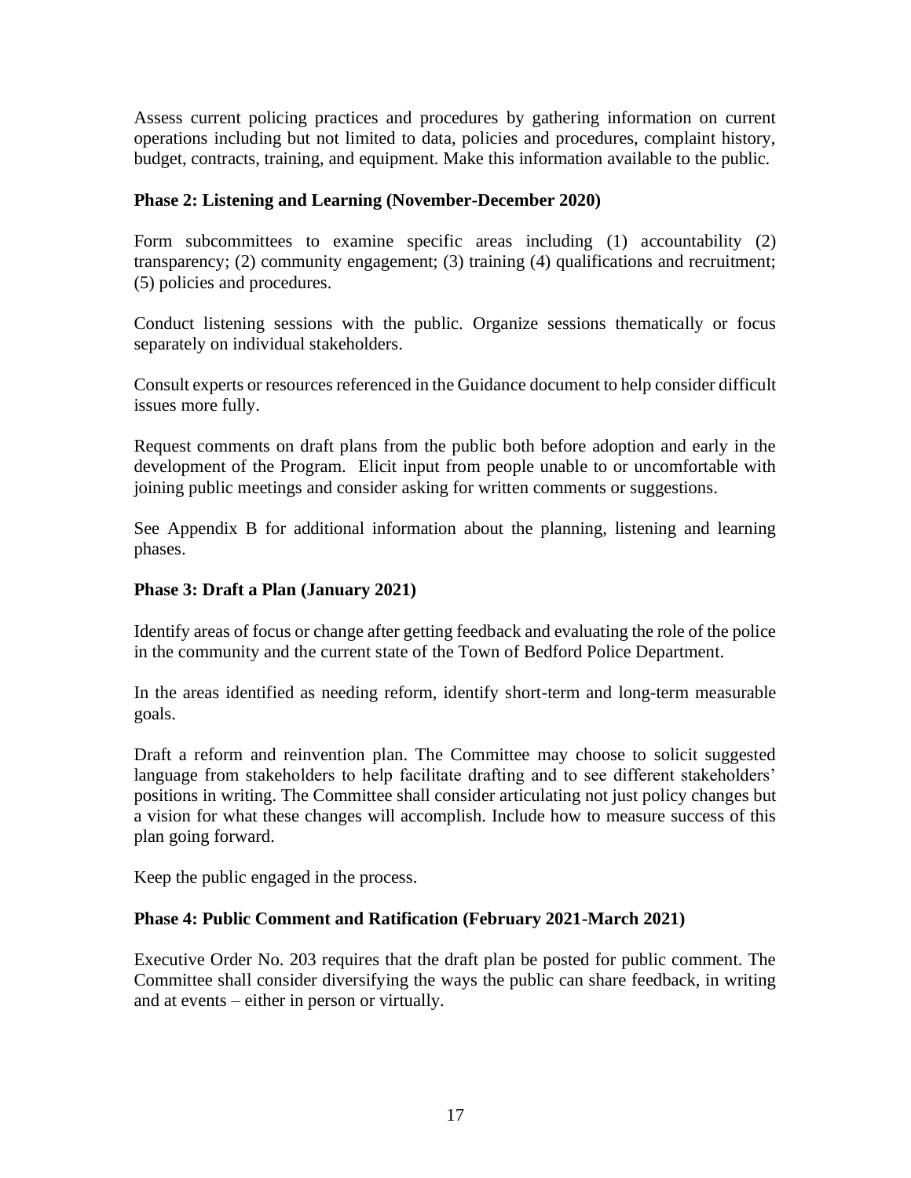Assess current policing practices and procedures by gathering information on current operations including but not limited to data, policies and procedures, complaint history, budget, contracts, training, and equipment. Make this information available to the public.

**Phase 2: Listening and Learning (November-December 2020)**

Form subcommittees to examine specific areas including (1) accountability (2) transparency; (2) community engagement; (3) training (4) qualifications and recruitment; (5) policies and procedures.

Conduct listening sessions with the public. Organize sessions thematically or focus separately on individual stakeholders.

Consult experts or resources referenced in the Guidance document to help consider difficult issues more fully.

Request comments on draft plans from the public both before adoption and early in the development of the Program. Elicit input from people unable to or uncomfortable with joining public meetings and consider asking for written comments or suggestions.

See Appendix B for additional information about the planning, listening and learning phases.

**Phase 3: Draft a Plan (January 2021)**

Identify areas of focus or change after getting feedback and evaluating the role of the police in the community and the current state of the Town of Bedford Police Department.

In the areas identified as needing reform, identify short-term and long-term measurable goals.

Draft a reform and reinvention plan. The Committee may choose to solicit suggested language from stakeholders to help facilitate drafting and to see different stakeholders' positions in writing. The Committee shall consider articulating not just policy changes but a vision for what these changes will accomplish. Include how to measure success of this plan going forward.

Keep the public engaged in the process.

**Phase 4: Public Comment and Ratification (February 2021-March 2021)**

Executive Order No. 203 requires that the draft plan be posted for public comment. The Committee shall consider diversifying the ways the public can share feedback, in writing and at events – either in person or virtually.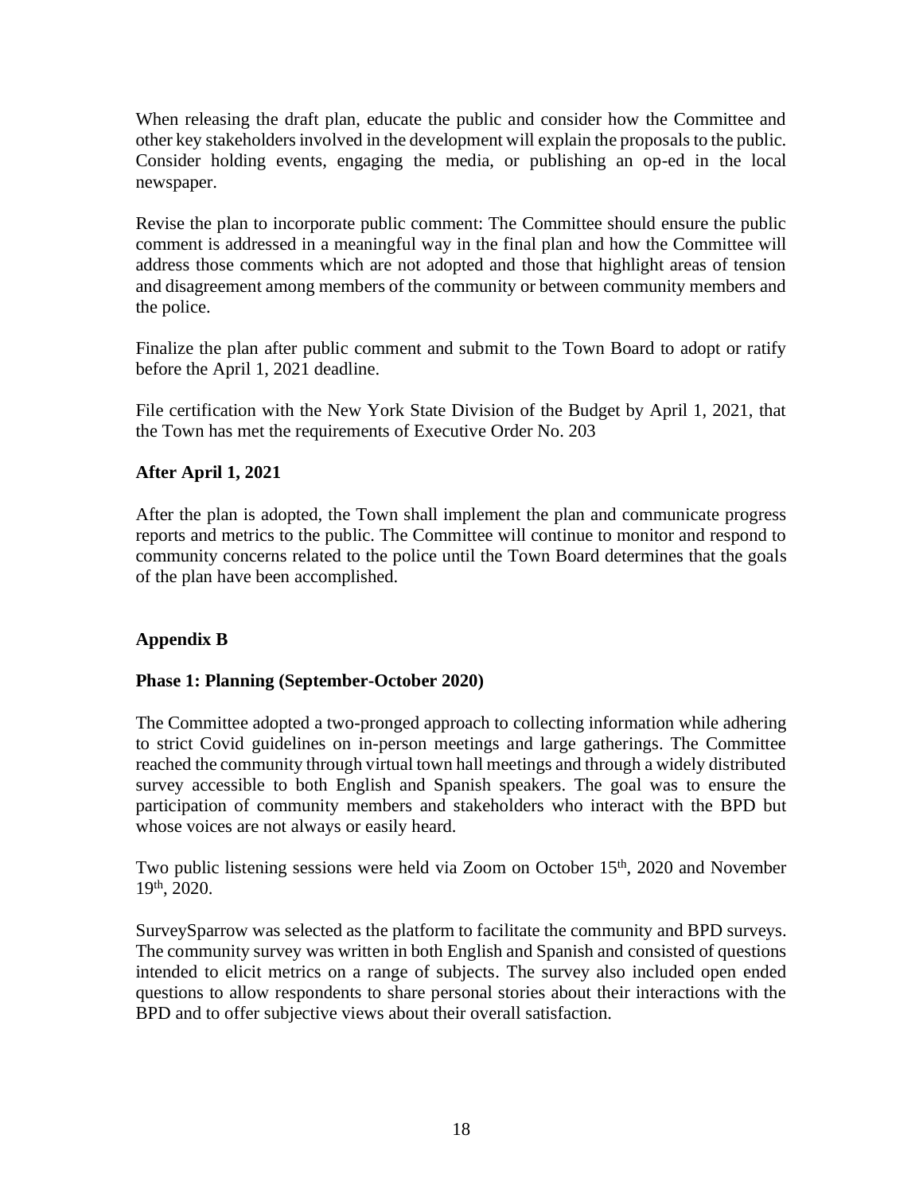When releasing the draft plan, educate the public and consider how the Committee and other key stakeholders involved in the development will explain the proposals to the public. Consider holding events, engaging the media, or publishing an op-ed in the local newspaper.

Revise the plan to incorporate public comment: The Committee should ensure the public comment is addressed in a meaningful way in the final plan and how the Committee will address those comments which are not adopted and those that highlight areas of tension and disagreement among members of the community or between community members and the police.

Finalize the plan after public comment and submit to the Town Board to adopt or ratify before the April 1, 2021 deadline.

File certification with the New York State Division of the Budget by April 1, 2021, that the Town has met the requirements of Executive Order No. 203

**After April 1, 2021**

After the plan is adopted, the Town shall implement the plan and communicate progress reports and metrics to the public. The Committee will continue to monitor and respond to community concerns related to the police until the Town Board determines that the goals of the plan have been accomplished.

## Appendix B

**Phase 1: Planning (September-October 2020)**

The Committee adopted a two-pronged approach to collecting information while adhering to strict Covid guidelines on in-person meetings and large gatherings. The Committee reached the community through virtual town hall meetings and through a widely distributed survey accessible to both English and Spanish speakers. The goal was to ensure the participation of community members and stakeholders who interact with the BPD but whose voices are not always or easily heard.

Two public listening sessions were held via Zoom on October 15th, 2020 and November 19th, 2020.

SurveySparrow was selected as the platform to facilitate the community and BPD surveys. The community survey was written in both English and Spanish and consisted of questions intended to elicit metrics on a range of subjects. The survey also included open ended questions to allow respondents to share personal stories about their interactions with the BPD and to offer subjective views about their overall satisfaction.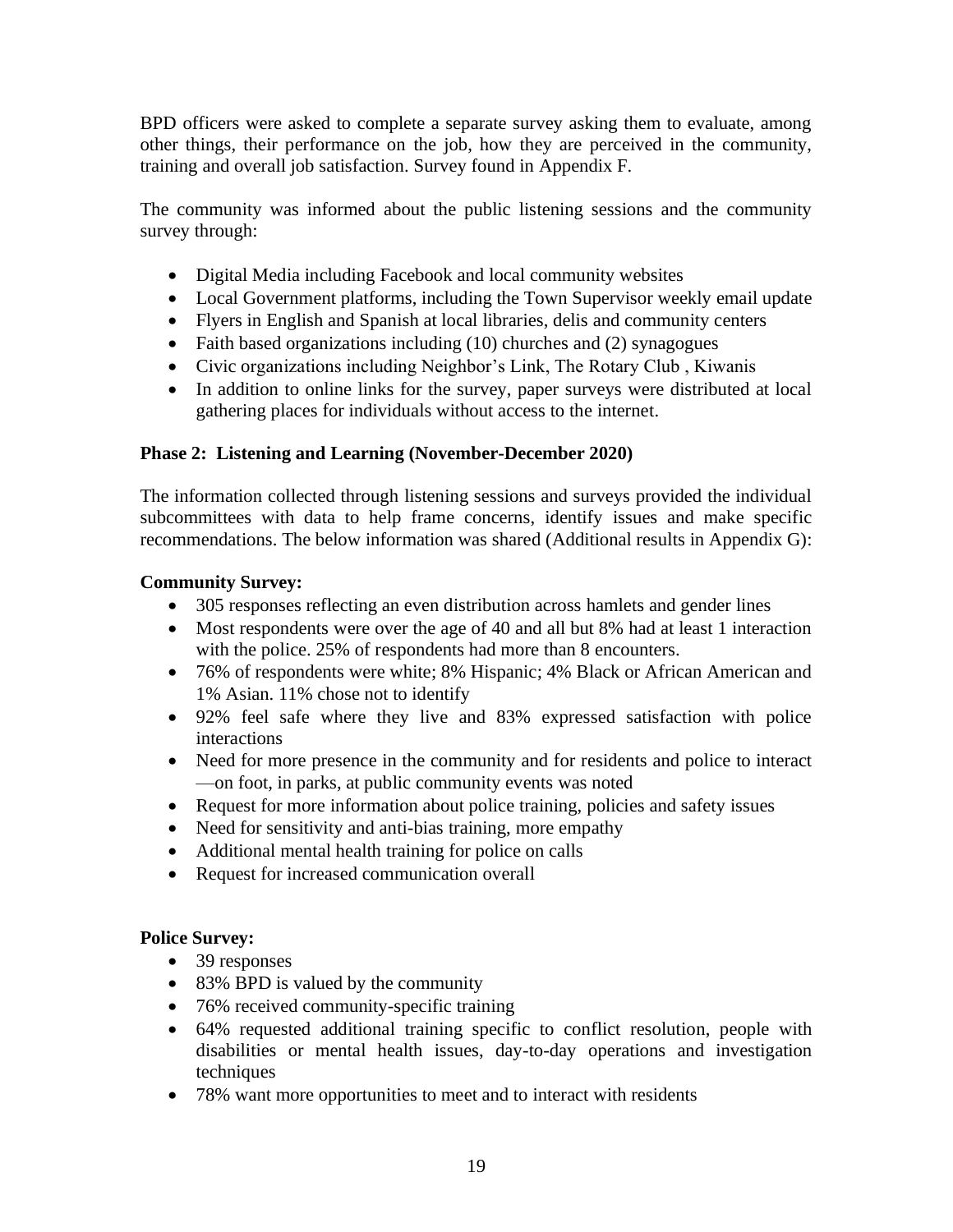BPD officers were asked to complete a separate survey asking them to evaluate, among other things, their performance on the job, how they are perceived in the community, training and overall job satisfaction. Survey found in Appendix F.

The community was informed about the public listening sessions and the community survey through:

- Digital Media including Facebook and local community websites
- Local Government platforms, including the Town Supervisor weekly email update
- Flyers in English and Spanish at local libraries, delis and community centers
- Faith based organizations including (10) churches and (2) synagogues
- Civic organizations including Neighbor's Link, The Rotary Club , Kiwanis
- In addition to online links for the survey, paper surveys were distributed at local gathering places for individuals without access to the internet.

**Phase 2: Listening and Learning (November-December 2020)**

The information collected through listening sessions and surveys provided the individual subcommittees with data to help frame concerns, identify issues and make specific recommendations. The below information was shared (Additional results in Appendix G):

**Community Survey:**

- 305 responses reflecting an even distribution across hamlets and gender lines
- Most respondents were over the age of 40 and all but 8% had at least 1 interaction with the police. 25% of respondents had more than 8 encounters.
- 76% of respondents were white; 8% Hispanic; 4% Black or African American and 1% Asian. 11% chose not to identify
- 92% feel safe where they live and 83% expressed satisfaction with police interactions
- Need for more presence in the community and for residents and police to interact —on foot, in parks, at public community events was noted
- Request for more information about police training, policies and safety issues
- Need for sensitivity and anti-bias training, more empathy
- Additional mental health training for police on calls
- Request for increased communication overall

**Police Survey:**

- 39 responses
- 83% BPD is valued by the community
- 76% received community-specific training
- 64% requested additional training specific to conflict resolution, people with disabilities or mental health issues, day-to-day operations and investigation techniques
- 78% want more opportunities to meet and to interact with residents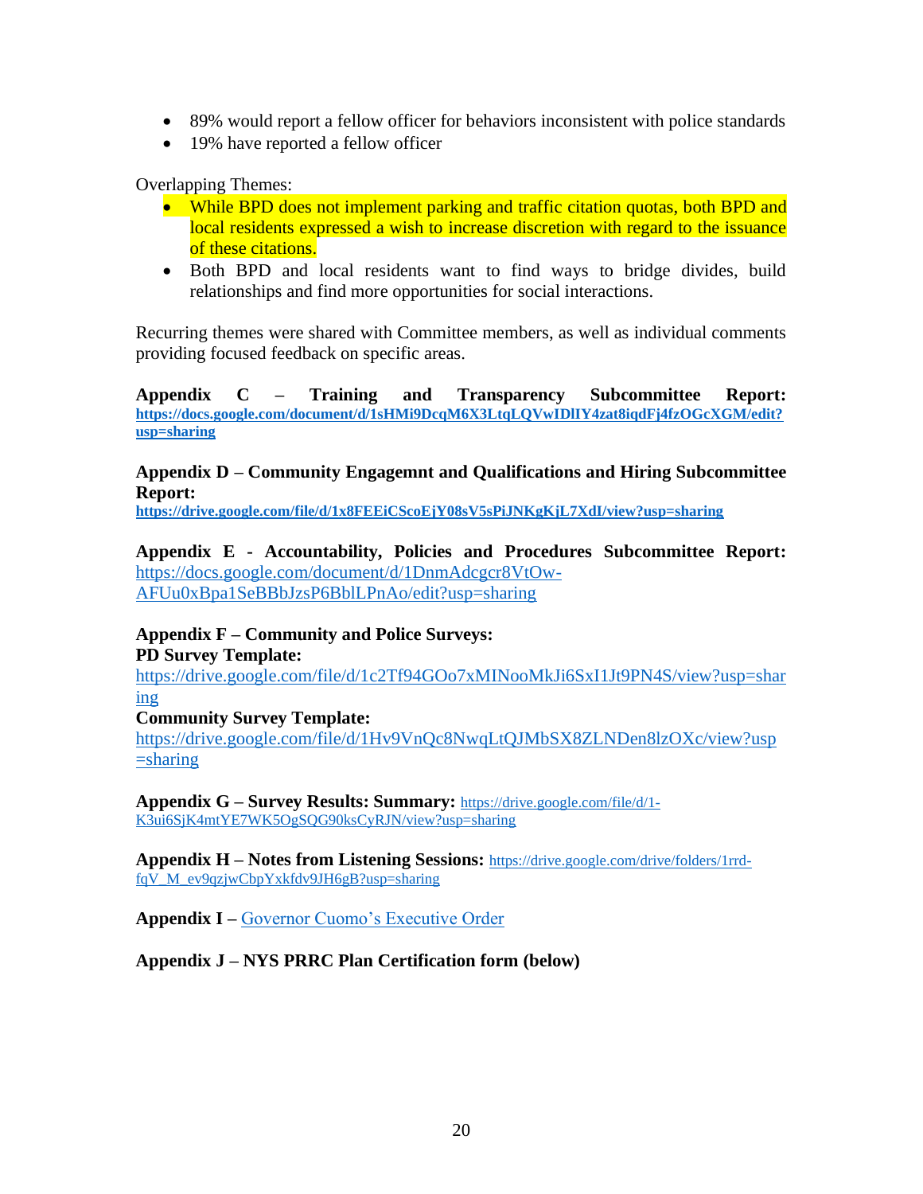- 89% would report a fellow officer for behaviors inconsistent with police standards
- 19% have reported a fellow officer

Overlapping Themes:

- While BPD does not implement parking and traffic citation quotas, both BPD and local residents expressed a wish to increase discretion with regard to the issuance of these citations.
- Both BPD and local residents want to find ways to bridge divides, build relationships and find more opportunities for social interactions.

Recurring themes were shared with Committee members, as well as individual comments providing focused feedback on specific areas.

**Appendix C – Training and Transparency Subcommittee Report:** **https://docs.google.com/document/d/1sHMi9DcqM6X3LtqLQVwIDlIY4zat8iqdFj4fzOGcXGM/edit?usp=sharing**

**Appendix D – Community Engagemnt and Qualifications and Hiring Subcommittee Report:**
**https://drive.google.com/file/d/1x8FEEiCScoEjY08sV5sPiJNKgKjL7XdI/view?usp=sharing**

**Appendix E - Accountability, Policies and Procedures Subcommittee Report:** https://docs.google.com/document/d/1DnmAdcgcr8VtOw-AFUu0xBpa1SeBBbJzsP6BblLPnAo/edit?usp=sharing

**Appendix F – Community and Police Surveys:**
**PD Survey Template:**
https://drive.google.com/file/d/1c2Tf94GOo7xMINooMkJi6SxI1Jt9PN4S/view?usp=sharing
**Community Survey Template:**
https://drive.google.com/file/d/1Hv9VnQc8NwqLtQJMbSX8ZLNDen8lzOXc/view?usp=sharing

**Appendix G – Survey Results: Summary:** https://drive.google.com/file/d/1-K3ui6SjK4mtYE7WK5OgSQG90ksCyRJN/view?usp=sharing

**Appendix H – Notes from Listening Sessions:** https://drive.google.com/drive/folders/1rrd-fqV_M_ev9qzjwCbpYxkfdv9JH6gB?usp=sharing

**Appendix I –** Governor Cuomo's Executive Order

**Appendix J – NYS PRRC Plan Certification form (below)**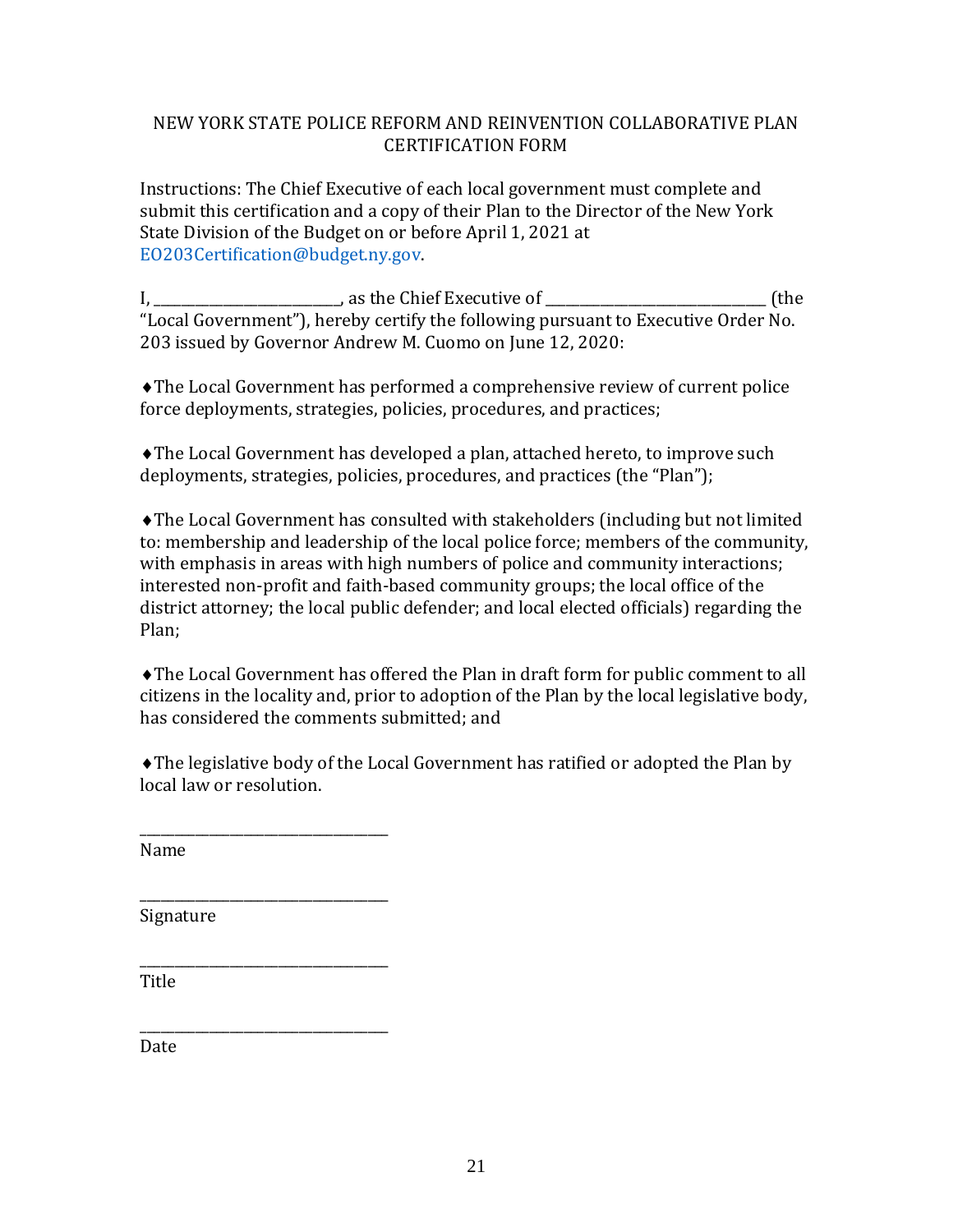NEW YORK STATE POLICE REFORM AND REINVENTION COLLABORATIVE PLAN CERTIFICATION FORM

Instructions: The Chief Executive of each local government must complete and submit this certification and a copy of their Plan to the Director of the New York State Division of the Budget on or before April 1, 2021 at EO203Certification@budget.ny.gov.

I, ___________________________, as the Chief Executive of _______________________________ (the "Local Government"), hereby certify the following pursuant to Executive Order No. 203 issued by Governor Andrew M. Cuomo on June 12, 2020:

♦The Local Government has performed a comprehensive review of current police force deployments, strategies, policies, procedures, and practices;

♦The Local Government has developed a plan, attached hereto, to improve such deployments, strategies, policies, procedures, and practices (the "Plan");

♦The Local Government has consulted with stakeholders (including but not limited to: membership and leadership of the local police force; members of the community, with emphasis in areas with high numbers of police and community interactions; interested non-profit and faith-based community groups; the local office of the district attorney; the local public defender; and local elected officials) regarding the Plan;

♦The Local Government has offered the Plan in draft form for public comment to all citizens in the locality and, prior to adoption of the Plan by the local legislative body, has considered the comments submitted; and

♦The legislative body of the Local Government has ratified or adopted the Plan by local law or resolution.

___________________________________
Name

___________________________________
Signature

___________________________________
Title

___________________________________
Date